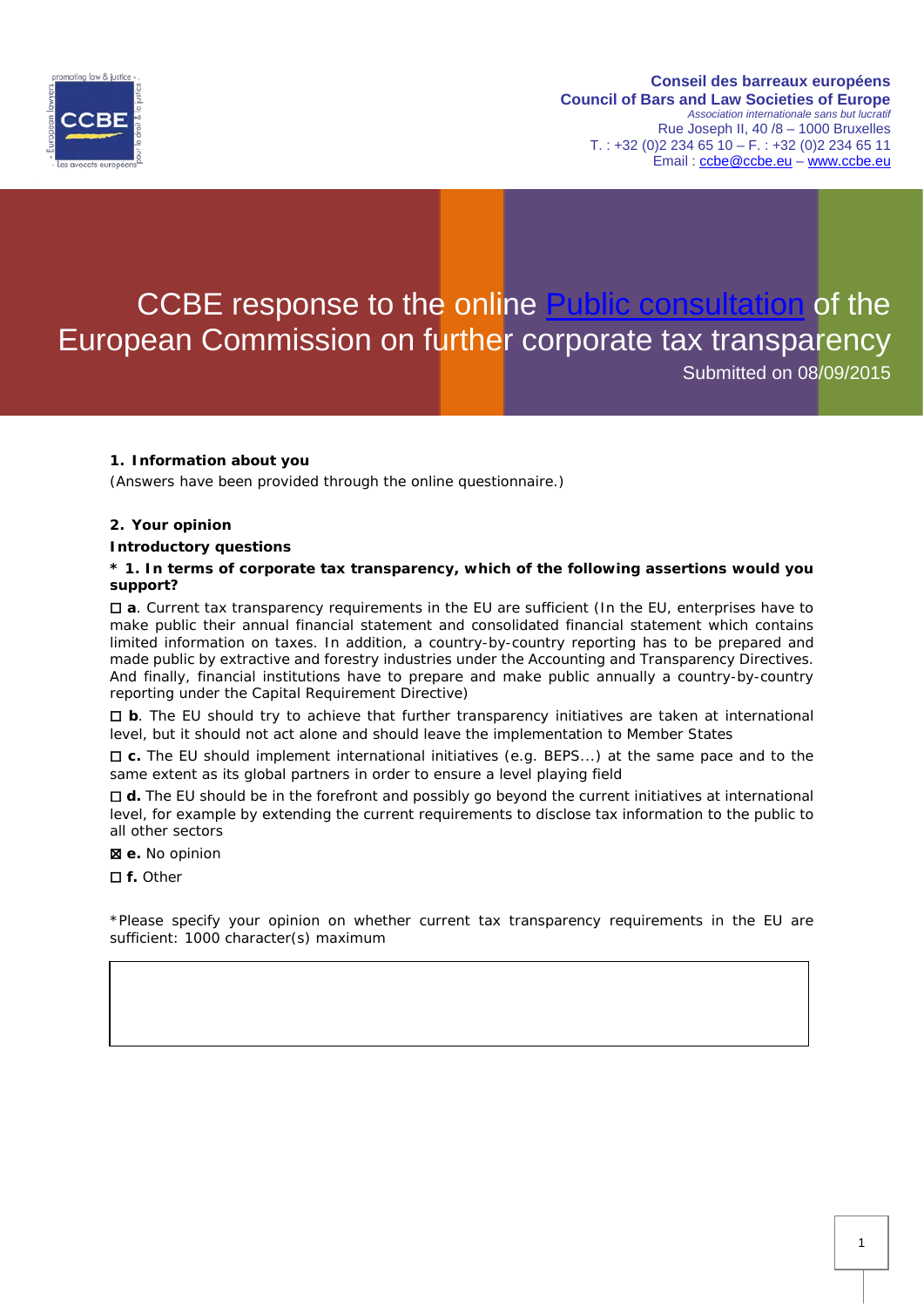**Conseil des barreaux européens**
**Council of Bars and Law Societies of Europe**
*Association internationale sans but lucratif*
Rue Joseph II, 40 /8 – 1000 Bruxelles
T. : +32 (0)2 234 65 10 – F. : +32 (0)2 234 65 11
Email : ccbe@ccbe.eu – www.ccbe.eu

# CCBE response to the online Public consultation of the European Commission on further corporate tax transparency

Submitted on 08/09/2015

### 1. Information about you

(Answers have been provided through the online questionnaire.)

### 2. Your opinion

**Introductory questions**

**\* 1. In terms of corporate tax transparency, which of the following assertions would you support?**

☐ **a**. Current tax transparency requirements in the EU are sufficient (In the EU, enterprises have to make public their annual financial statement and consolidated financial statement which contains limited information on taxes. In addition, a country-by-country reporting has to be prepared and made public by extractive and forestry industries under the Accounting and Transparency Directives. And finally, financial institutions have to prepare and make public annually a country-by-country reporting under the Capital Requirement Directive)

☐ **b**. The EU should try to achieve that further transparency initiatives are taken at international level, but it should not act alone and should leave the implementation to Member States

☐ **c.** The EU should implement international initiatives (e.g. BEPS...) at the same pace and to the same extent as its global partners in order to ensure a level playing field

☐ **d.** The EU should be in the forefront and possibly go beyond the current initiatives at international level, for example by extending the current requirements to disclose tax information to the public to all other sectors

☒ **e.** No opinion

☐ **f.** Other

\*Please specify your opinion on whether current tax transparency requirements in the EU are sufficient: 1000 character(s) maximum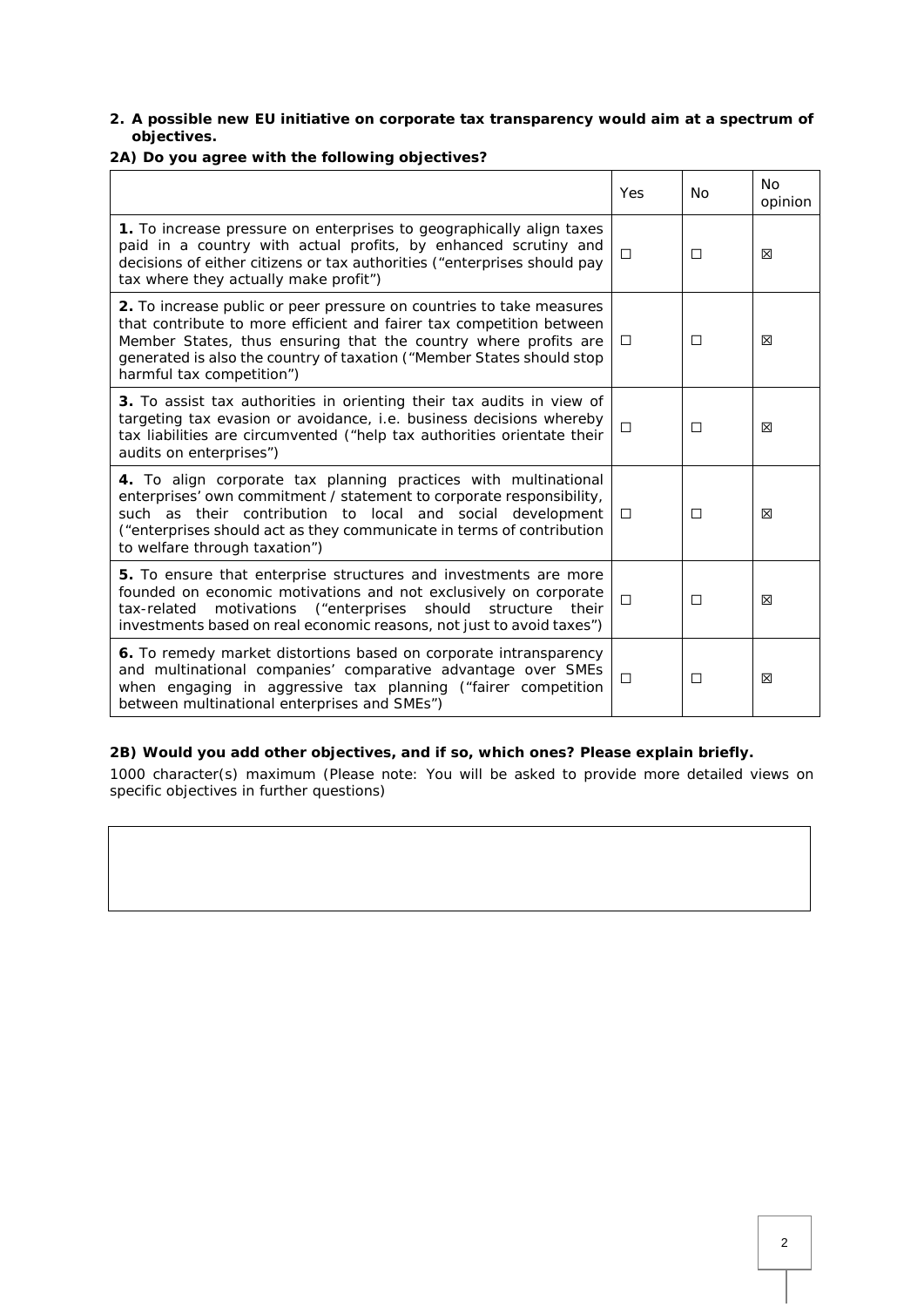**2. A possible new EU initiative on corporate tax transparency would aim at a spectrum of objectives.**

**2A) Do you agree with the following objectives?**

| | Yes | No | No opinion |
|---|---|---|---|
| **1.** To increase pressure on enterprises to geographically align taxes paid in a country with actual profits, by enhanced scrutiny and decisions of either citizens or tax authorities ("enterprises should pay tax where they actually make profit") | ☐ | ☐ | ☒ |
| **2.** To increase public or peer pressure on countries to take measures that contribute to more efficient and fairer tax competition between Member States, thus ensuring that the country where profits are generated is also the country of taxation ("Member States should stop harmful tax competition") | ☐ | ☐ | ☒ |
| **3.** To assist tax authorities in orienting their tax audits in view of targeting tax evasion or avoidance, i.e. business decisions whereby tax liabilities are circumvented ("help tax authorities orientate their audits on enterprises") | ☐ | ☐ | ☒ |
| **4.** To align corporate tax planning practices with multinational enterprises' own commitment / statement to corporate responsibility, such as their contribution to local and social development ("enterprises should act as they communicate in terms of contribution to welfare through taxation") | ☐ | ☐ | ☒ |
| **5.** To ensure that enterprise structures and investments are more founded on economic motivations and not exclusively on corporate tax-related motivations ("enterprises should structure their investments based on real economic reasons, not just to avoid taxes") | ☐ | ☐ | ☒ |
| **6.** To remedy market distortions based on corporate intransparency and multinational companies' comparative advantage over SMEs when engaging in aggressive tax planning ("fairer competition between multinational enterprises and SMEs") | ☐ | ☐ | ☒ |

**2B) Would you add other objectives, and if so, which ones? Please explain briefly.**

1000 character(s) maximum (Please note: You will be asked to provide more detailed views on specific objectives in further questions)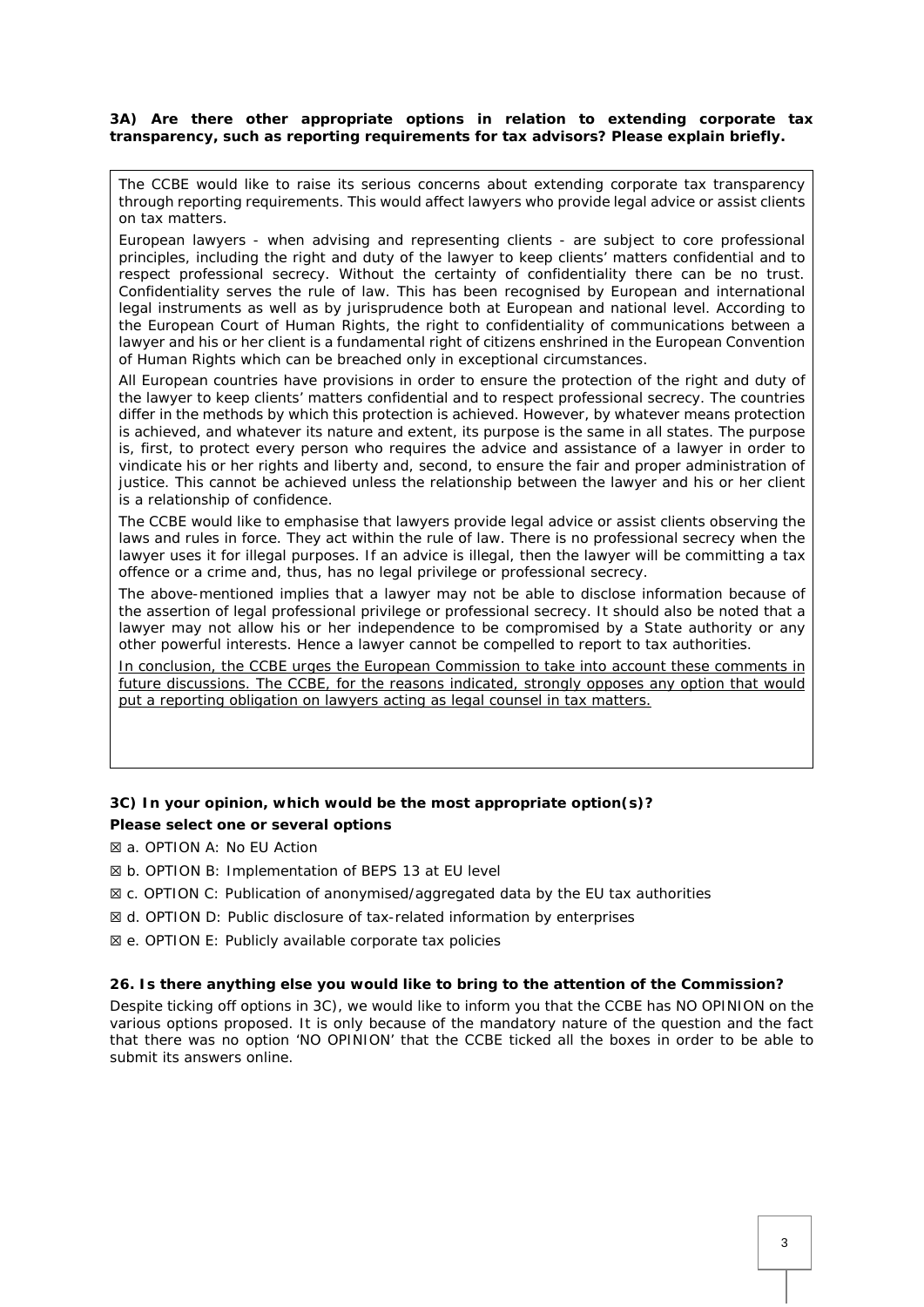**3A) Are there other appropriate options in relation to extending corporate tax transparency, such as reporting requirements for tax advisors? Please explain briefly.**

The CCBE would like to raise its serious concerns about extending corporate tax transparency through reporting requirements. This would affect lawyers who provide legal advice or assist clients on tax matters.

European lawyers - when advising and representing clients - are subject to core professional principles, including the right and duty of the lawyer to keep clients' matters confidential and to respect professional secrecy. Without the certainty of confidentiality there can be no trust. Confidentiality serves the rule of law. This has been recognised by European and international legal instruments as well as by jurisprudence both at European and national level. According to the European Court of Human Rights, the right to confidentiality of communications between a lawyer and his or her client is a fundamental right of citizens enshrined in the European Convention of Human Rights which can be breached only in exceptional circumstances.

All European countries have provisions in order to ensure the protection of the right and duty of the lawyer to keep clients' matters confidential and to respect professional secrecy. The countries differ in the methods by which this protection is achieved. However, by whatever means protection is achieved, and whatever its nature and extent, its purpose is the same in all states. The purpose is, first, to protect every person who requires the advice and assistance of a lawyer in order to vindicate his or her rights and liberty and, second, to ensure the fair and proper administration of justice. This cannot be achieved unless the relationship between the lawyer and his or her client is a relationship of confidence.

The CCBE would like to emphasise that lawyers provide legal advice or assist clients observing the laws and rules in force. They act within the rule of law. There is no professional secrecy when the lawyer uses it for illegal purposes. If an advice is illegal, then the lawyer will be committing a tax offence or a crime and, thus, has no legal privilege or professional secrecy.

The above-mentioned implies that a lawyer may not be able to disclose information because of the assertion of legal professional privilege or professional secrecy. It should also be noted that a lawyer may not allow his or her independence to be compromised by a State authority or any other powerful interests. Hence a lawyer cannot be compelled to report to tax authorities.

<u>In conclusion, the CCBE urges the European Commission to take into account these comments in future discussions. The CCBE, for the reasons indicated, strongly opposes any option that would put a reporting obligation on lawyers acting as legal counsel in tax matters.</u>

**3C) In your opinion, which would be the most appropriate option(s)?**
**Please select one or several options**

☒ a. OPTION A: No EU Action

☒ b. OPTION B: Implementation of BEPS 13 at EU level

☒ c. OPTION C: Publication of anonymised/aggregated data by the EU tax authorities

☒ d. OPTION D: Public disclosure of tax-related information by enterprises

☒ e. OPTION E: Publicly available corporate tax policies

**26. Is there anything else you would like to bring to the attention of the Commission?**

Despite ticking off options in 3C), we would like to inform you that the CCBE has NO OPINION on the various options proposed. It is only because of the mandatory nature of the question and the fact that there was no option 'NO OPINION' that the CCBE ticked all the boxes in order to be able to submit its answers online.